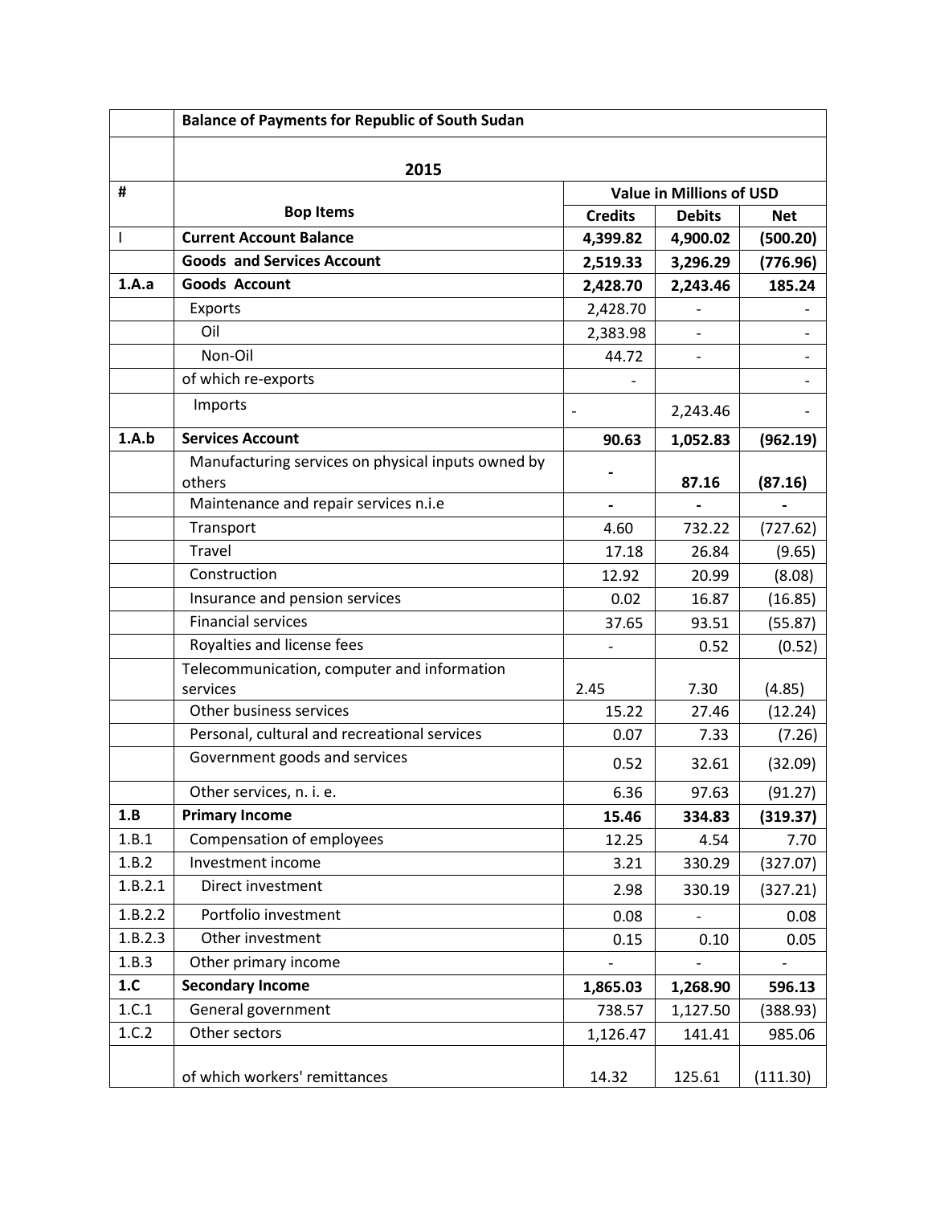| # | Balance of Payments for Republic of South Sudan | | | |
|---|---|---|---|---|
| | **2015** | | | |
| | | **Value in Millions of USD** | | |
| | **Bop Items** | **Credits** | **Debits** | **Net** |
| I | **Current Account Balance** | **4,399.82** | **4,900.02** | **(500.20)** |
| | **Goods and Services Account** | **2,519.33** | **3,296.29** | **(776.96)** |
| **1.A.a** | **Goods Account** | **2,428.70** | **2,243.46** | **185.24** |
| | Exports | 2,428.70 | - | - |
| | Oil | 2,383.98 | - | - |
| | Non-Oil | 44.72 | - | - |
| | of which re-exports | - | | - |
| | Imports | - | 2,243.46 | - |
| **1.A.b** | **Services Account** | **90.63** | **1,052.83** | **(962.19)** |
| | Manufacturing services on physical inputs owned by others | **-** | **87.16** | **(87.16)** |
| | Maintenance and repair services n.i.e | **-** | **-** | **-** |
| | Transport | 4.60 | 732.22 | (727.62) |
| | Travel | 17.18 | 26.84 | (9.65) |
| | Construction | 12.92 | 20.99 | (8.08) |
| | Insurance and pension services | 0.02 | 16.87 | (16.85) |
| | Financial services | 37.65 | 93.51 | (55.87) |
| | Royalties and license fees | - | 0.52 | (0.52) |
| | Telecommunication, computer and information services | 2.45 | 7.30 | (4.85) |
| | Other business services | 15.22 | 27.46 | (12.24) |
| | Personal, cultural and recreational services | 0.07 | 7.33 | (7.26) |
| | Government goods and services | 0.52 | 32.61 | (32.09) |
| | Other services, n. i. e. | 6.36 | 97.63 | (91.27) |
| **1.B** | **Primary Income** | **15.46** | **334.83** | **(319.37)** |
| 1.B.1 | Compensation of employees | 12.25 | 4.54 | 7.70 |
| 1.B.2 | Investment income | 3.21 | 330.29 | (327.07) |
| 1.B.2.1 | Direct investment | 2.98 | 330.19 | (327.21) |
| 1.B.2.2 | Portfolio investment | 0.08 | - | 0.08 |
| 1.B.2.3 | Other investment | 0.15 | 0.10 | 0.05 |
| 1.B.3 | Other primary income | - | - | - |
| **1.C** | **Secondary Income** | **1,865.03** | **1,268.90** | **596.13** |
| 1.C.1 | General government | 738.57 | 1,127.50 | (388.93) |
| 1.C.2 | Other sectors | 1,126.47 | 141.41 | 985.06 |
| | of which workers' remittances | 14.32 | 125.61 | (111.30) |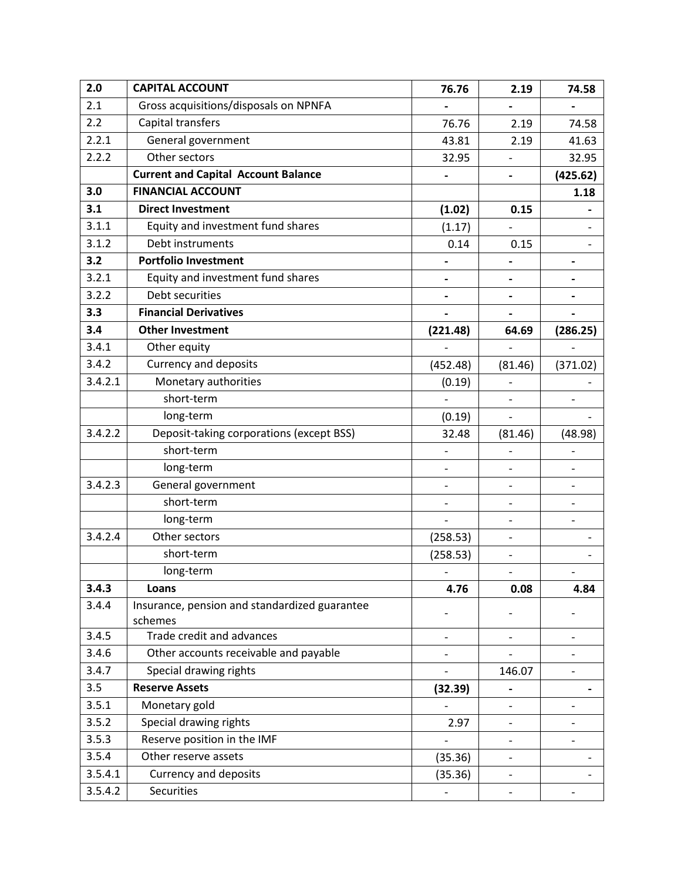| 2.0 | **CAPITAL ACCOUNT** | **76.76** | **2.19** | **74.58** |
|---|---|---|---|---|
| 2.1 | Gross acquisitions/disposals on NPNFA | **-** | **-** | **-** |
| 2.2 | Capital transfers | 76.76 | 2.19 | 74.58 |
| 2.2.1 | General government | 43.81 | 2.19 | 41.63 |
| 2.2.2 | Other sectors | 32.95 | - | 32.95 |
| | **Current and Capital Account Balance** | **-** | **-** | **(425.62)** |
| **3.0** | **FINANCIAL ACCOUNT** | | | **1.18** |
| **3.1** | **Direct Investment** | **(1.02)** | **0.15** | **-** |
| 3.1.1 | Equity and investment fund shares | (1.17) | - | - |
| 3.1.2 | Debt instruments | 0.14 | 0.15 | - |
| **3.2** | **Portfolio Investment** | **-** | **-** | **-** |
| 3.2.1 | Equity and investment fund shares | **-** | **-** | **-** |
| 3.2.2 | Debt securities | **-** | **-** | **-** |
| **3.3** | **Financial Derivatives** | **-** | **-** | **-** |
| **3.4** | **Other Investment** | **(221.48)** | **64.69** | **(286.25)** |
| 3.4.1 | Other equity | - | - | - |
| 3.4.2 | Currency and deposits | (452.48) | (81.46) | (371.02) |
| 3.4.2.1 | Monetary authorities | (0.19) | - | - |
| | short-term | - | - | - |
| | long-term | (0.19) | - | - |
| 3.4.2.2 | Deposit-taking corporations (except BSS) | 32.48 | (81.46) | (48.98) |
| | short-term | - | - | - |
| | long-term | - | - | - |
| 3.4.2.3 | General government | - | - | - |
| | short-term | - | - | - |
| | long-term | - | - | - |
| 3.4.2.4 | Other sectors | (258.53) | - | - |
| | short-term | (258.53) | - | - |
| | long-term | - | - | - |
| **3.4.3** | **Loans** | **4.76** | **0.08** | **4.84** |
| 3.4.4 | Insurance, pension and standardized guarantee schemes | - | - | - |
| 3.4.5 | Trade credit and advances | - | - | - |
| 3.4.6 | Other accounts receivable and payable | - | - | - |
| 3.4.7 | Special drawing rights | - | 146.07 | - |
| 3.5 | **Reserve Assets** | **(32.39)** | **-** | **-** |
| 3.5.1 | Monetary gold | - | - | - |
| 3.5.2 | Special drawing rights | 2.97 | - | - |
| 3.5.3 | Reserve position in the IMF | - | - | - |
| 3.5.4 | Other reserve assets | (35.36) | - | - |
| 3.5.4.1 | Currency and deposits | (35.36) | - | - |
| 3.5.4.2 | Securities | - | - | - |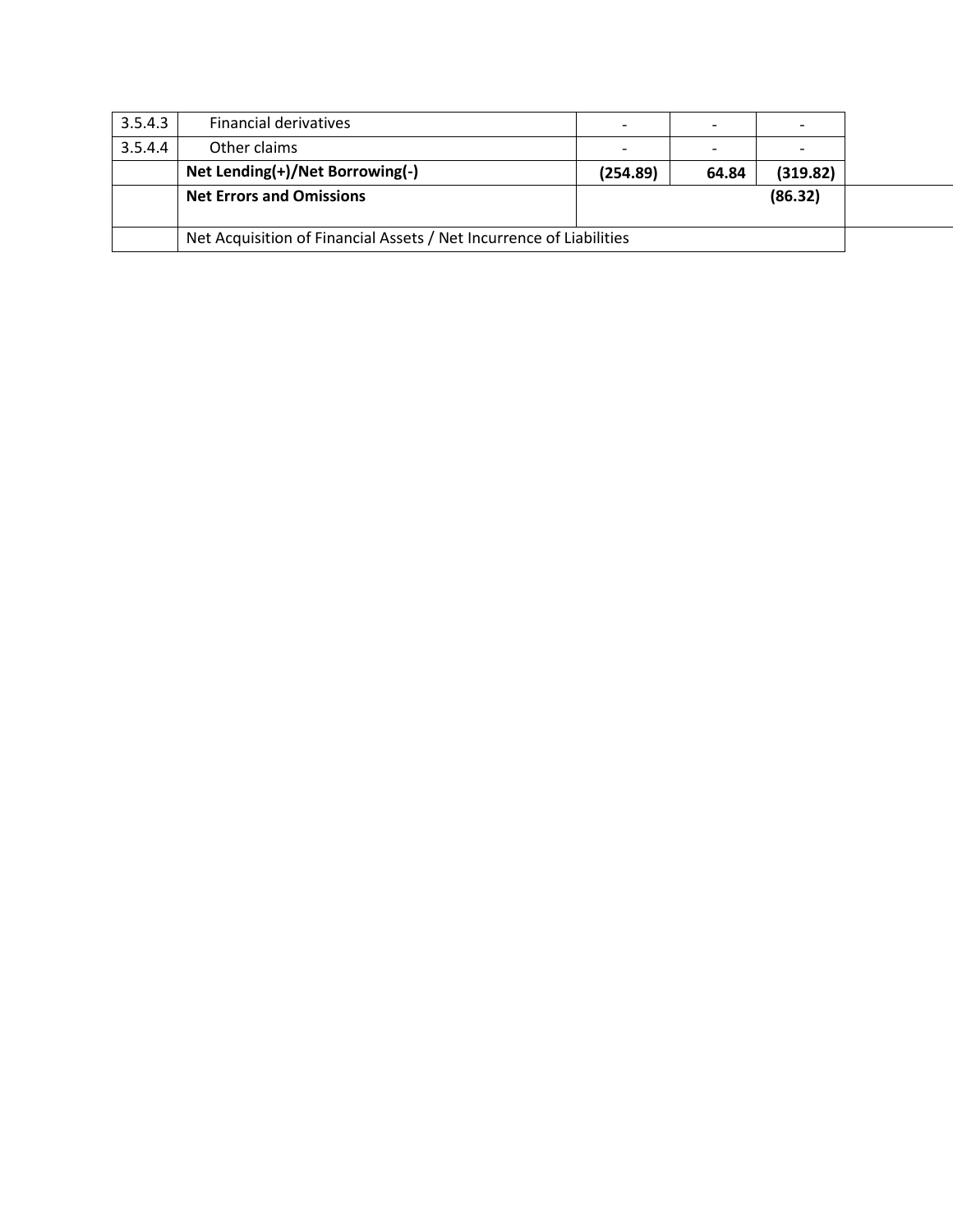| | | | | |
|---|---|---|---|---|
| 3.5.4.3 | Financial derivatives | - | - | - |
| 3.5.4.4 | Other claims | - | - | - |
| | **Net Lending(+)/Net Borrowing(-)** | **(254.89)** | **64.84** | **(319.82)** |
| | **Net Errors and Omissions** | | | **(86.32)** |
| | Net Acquisition of Financial Assets / Net Incurrence of Liabilities | | | |